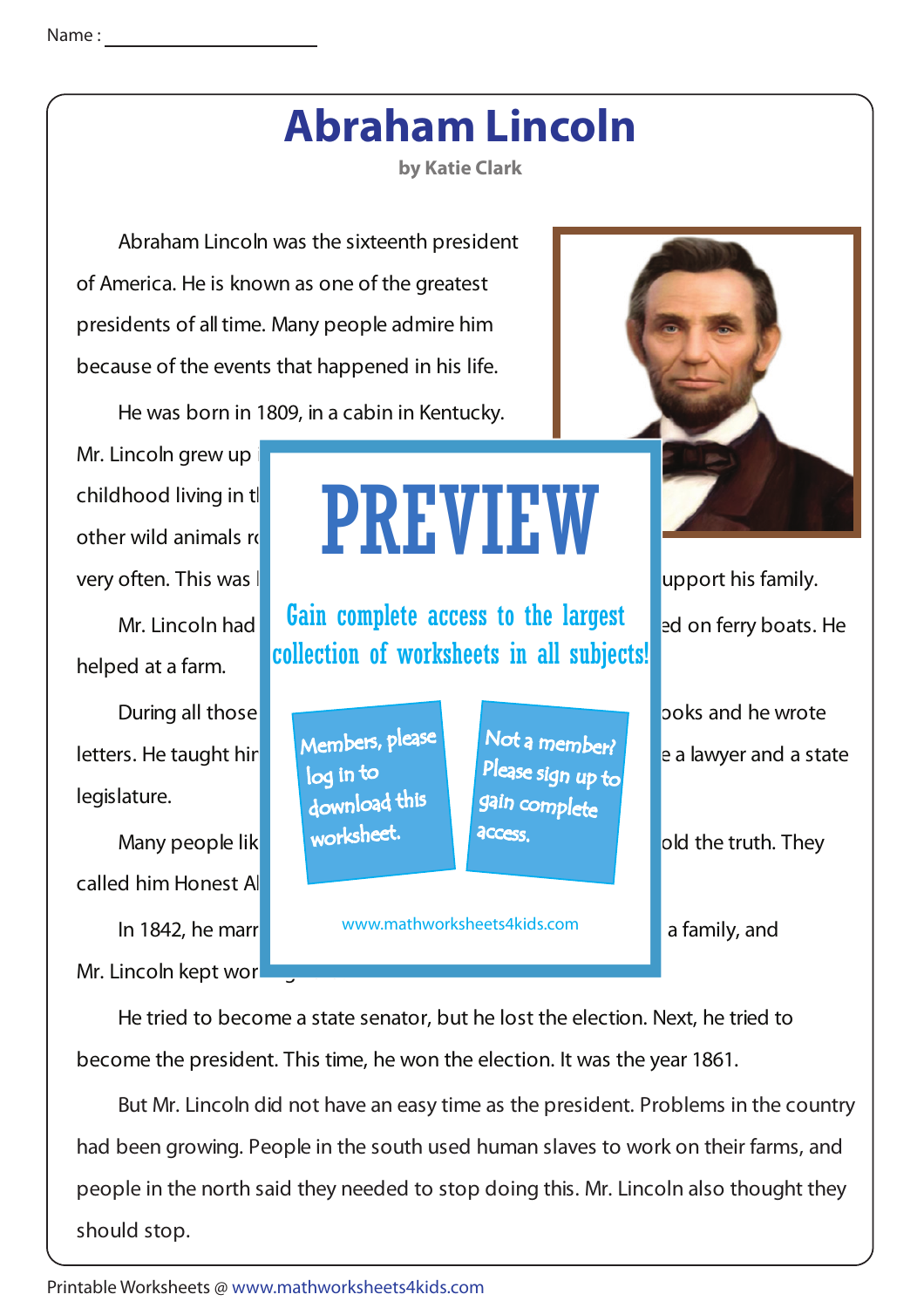Name :

# Abraham Lincoln

**by Katie Clark**

Abraham Lincoln was the sixteenth president of America. He is known as one of the greatest presidents of all time. Many people admire him because of the events that happened in his life.

He was born in 1809, in a cabin in Kentucky. Mr. Lincoln grew up i childhood living in t other wild animals r very often. This was l upport his family.

Mr. Lincoln had ed on ferry boats. He helped at a farm.

During all those ooks and he wrote letters. He taught hi e a lawyer and a state legislature.

Many people lik old the truth. They called him Honest A

In 1842, he marr a family, and Mr. Lincoln kept wor

**PREVIEW**

Gain complete access to the largest collection of worksheets in all subjects!

Members, please log in to download this worksheet.

Not a member? Please sign up to gain complete access.

www.mathworksheets4kids.com

He tried to become a state senator, but he lost the election. Next, he tried to become the president. This time, he won the election. It was the year 1861.

But Mr. Lincoln did not have an easy time as the president. Problems in the country had been growing. People in the south used human slaves to work on their farms, and people in the north said they needed to stop doing this. Mr. Lincoln also thought they should stop.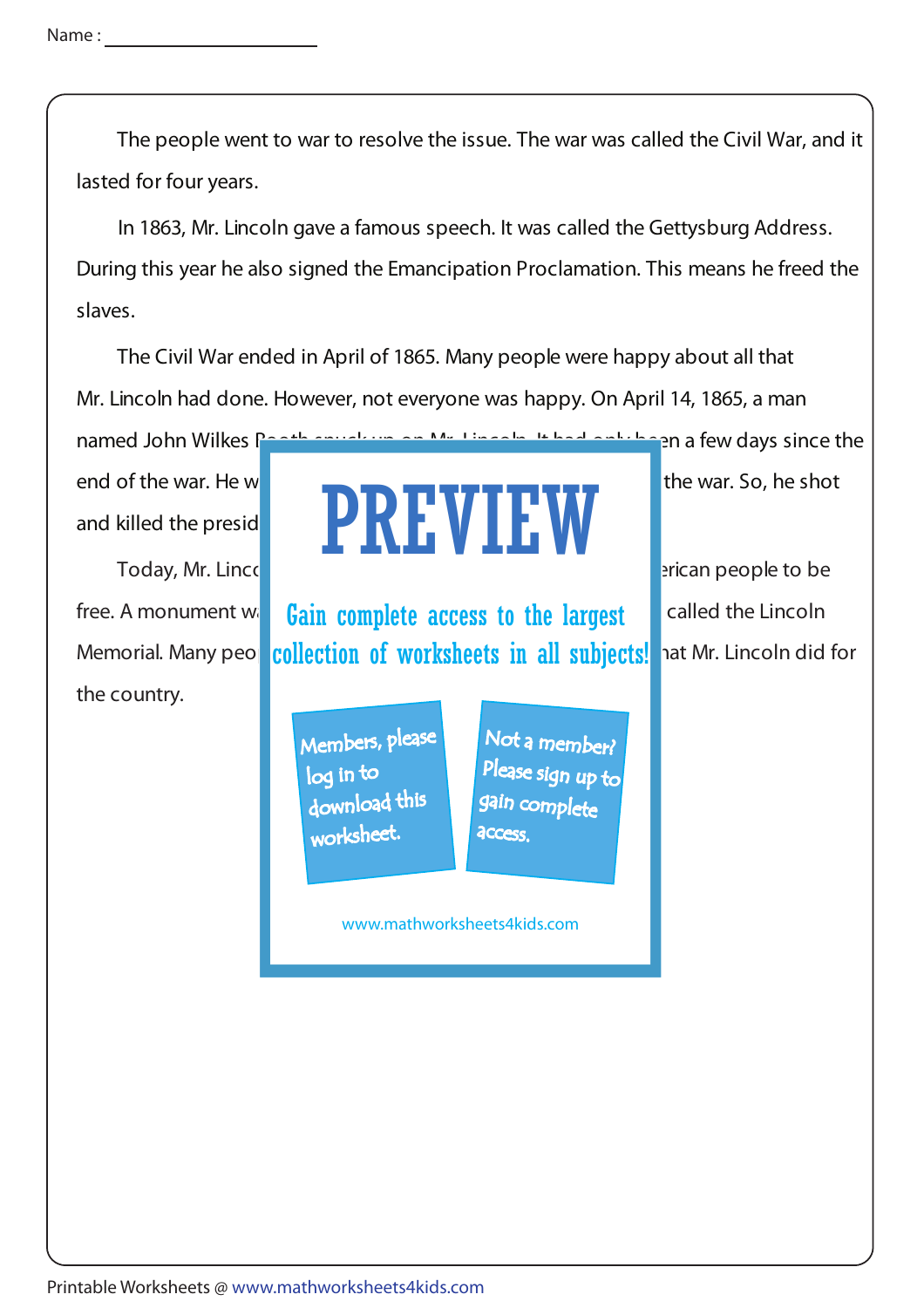Name :

The people went to war to resolve the issue. The war was called the Civil War, and it lasted for four years.

In 1863, Mr. Lincoln gave a famous speech. It was called the Gettysburg Address. During this year he also signed the Emancipation Proclamation. This means he freed the slaves.

The Civil War ended in April of 1865. Many people were happy about all that Mr. Lincoln had done. However, not everyone was happy. On April 14, 1865, a man named John Wilkes

end of the war. He w the war. So, he shot and killed the presid

Today, Mr. Linc erican people to be free. A monument w called the Lincoln Memorial. Many peo hat Mr. Lincoln did for the country.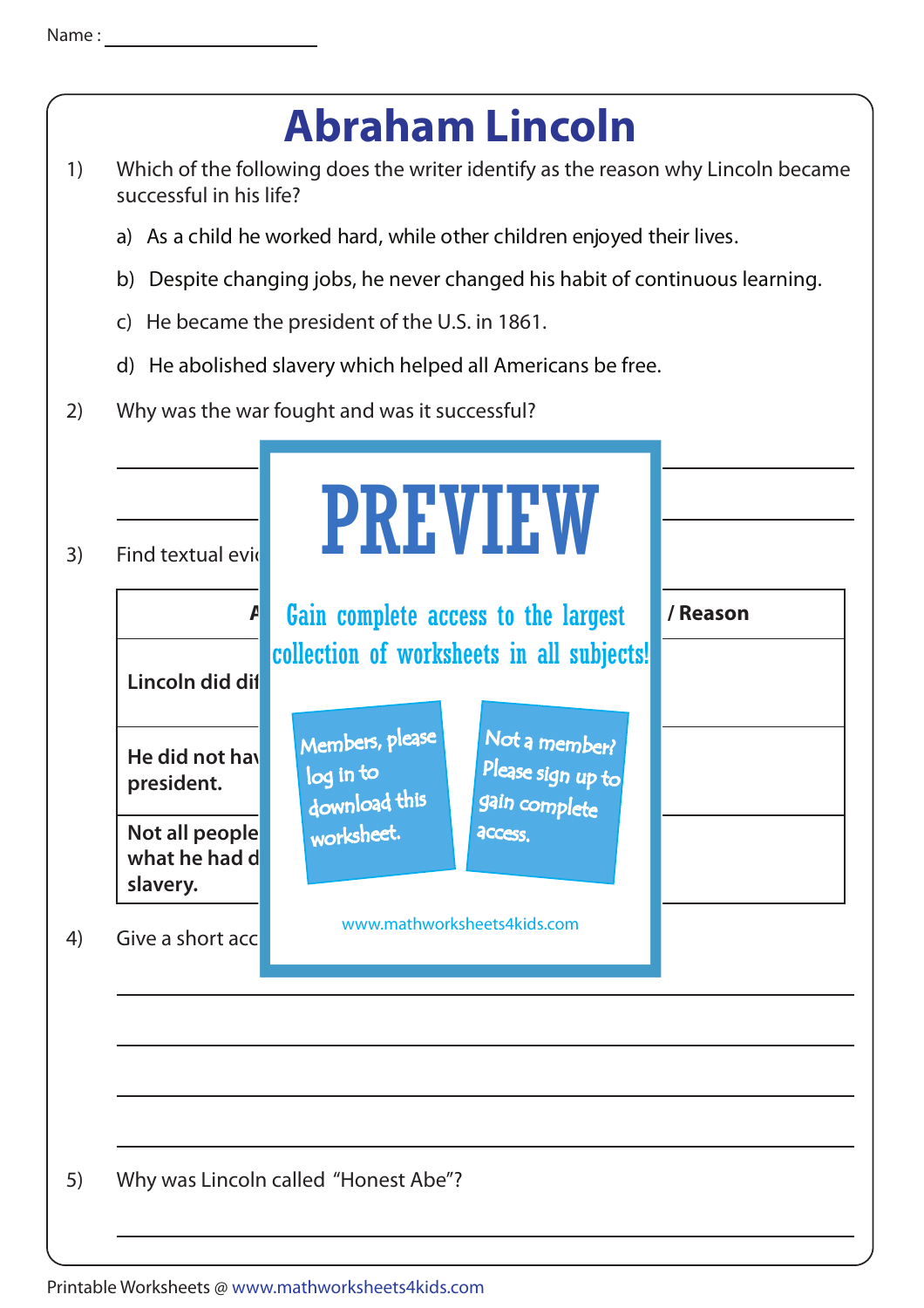Name : ____________________

# Abraham Lincoln

1) Which of the following does the writer identify as the reason why Lincoln became successful in his life?

   a) As a child he worked hard, while other children enjoyed their lives.

   b) Despite changing jobs, he never changed his habit of continuous learning.

   c) He became the president of the U.S. in 1861.

   d) He abolished slavery which helped all Americans be free.

2) Why was the war fought and was it successful?

_______________________________________________

_______________________________________________

3) Find textual evi

| A | / Reason |
|---|---|
| Lincoln did dif | |
| He did not hav president. | |
| Not all people what he had d slavery. | |

PREVIEW

Gain complete access to the largest collection of worksheets in all subjects!

Members, please log in to download this worksheet.

Not a member? Please sign up to gain complete access.

www.mathworksheets4kids.com

4) Give a short acc

_______________________________________________

_______________________________________________

_______________________________________________

_______________________________________________

5) Why was Lincoln called "Honest Abe"?

_______________________________________________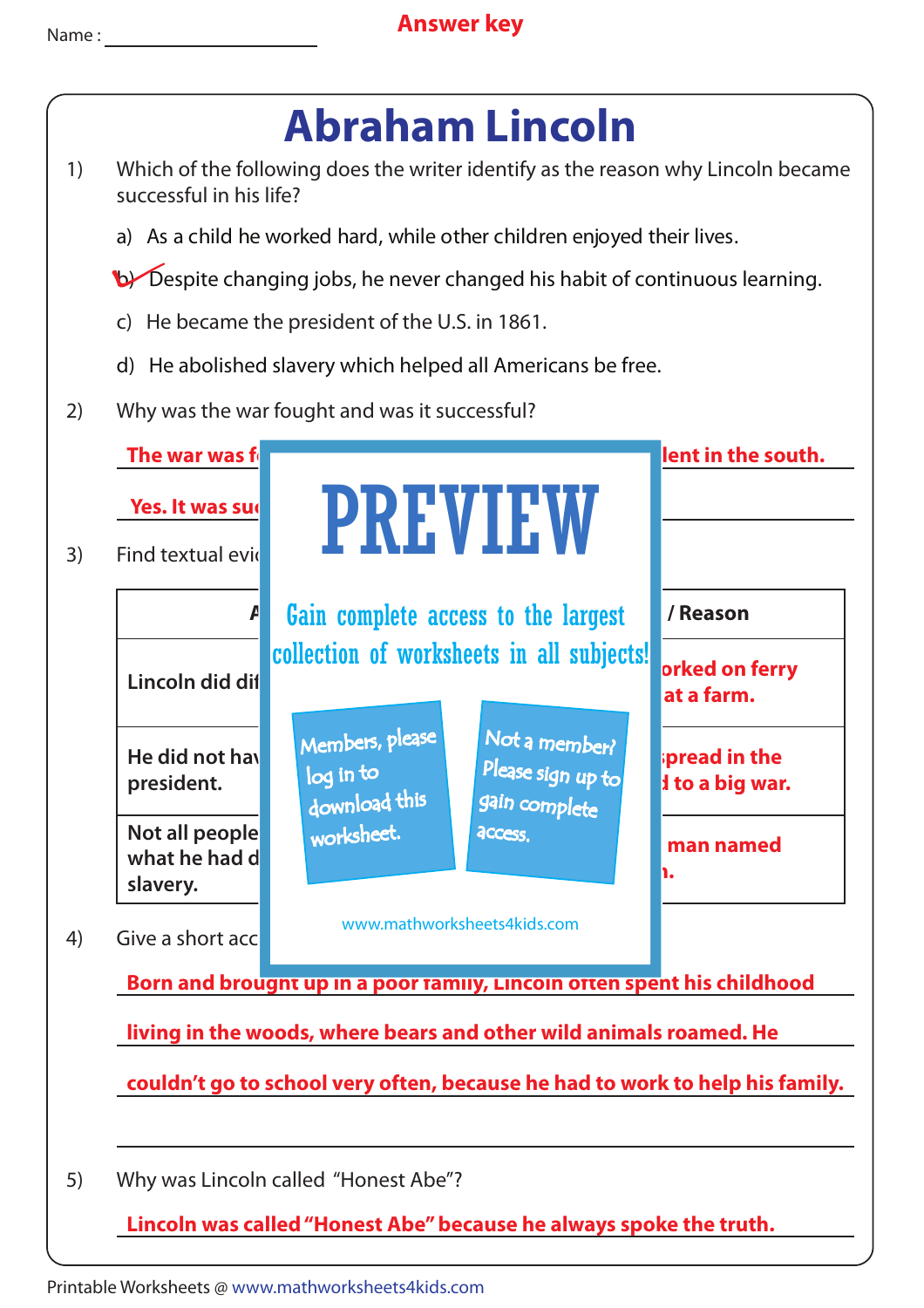Name : ____________________

**Answer key**

# Abraham Lincoln

1) Which of the following does the writer identify as the reason why Lincoln became successful in his life?

   a) As a child he worked hard, while other children enjoyed their lives.

   b) Despite changing jobs, he never changed his habit of continuous learning. ✓

   c) He became the president of the U.S. in 1861.

   d) He abolished slavery which helped all Americans be free.

2) Why was the war fought and was it successful?

   **The war was f** ... **lent in the south.**

   **Yes. It was su** ...

3) Find textual evi ...

| A ... | / Reason |
|---|---|
| Lincoln did dif ... | ...orked on ferry ... at a farm. |
| He did not hav ... president. | ...spread in the ... to a big war. |
| Not all people ... what he had d ... slavery. | ... man named ... n. |

4) Give a short acc ...

   **Born and brought up in a poor family, Lincoln often spent his childhood living in the woods, where bears and other wild animals roamed. He couldn't go to school very often, because he had to work to help his family.**

5) Why was Lincoln called "Honest Abe"?

   **Lincoln was called "Honest Abe" because he always spoke the truth.**

PREVIEW

Gain complete access to the largest collection of worksheets in all subjects!

Members, please log in to download this worksheet.

Not a member? Please sign up to gain complete access.

www.mathworksheets4kids.com

Printable Worksheets @ www.mathworksheets4kids.com